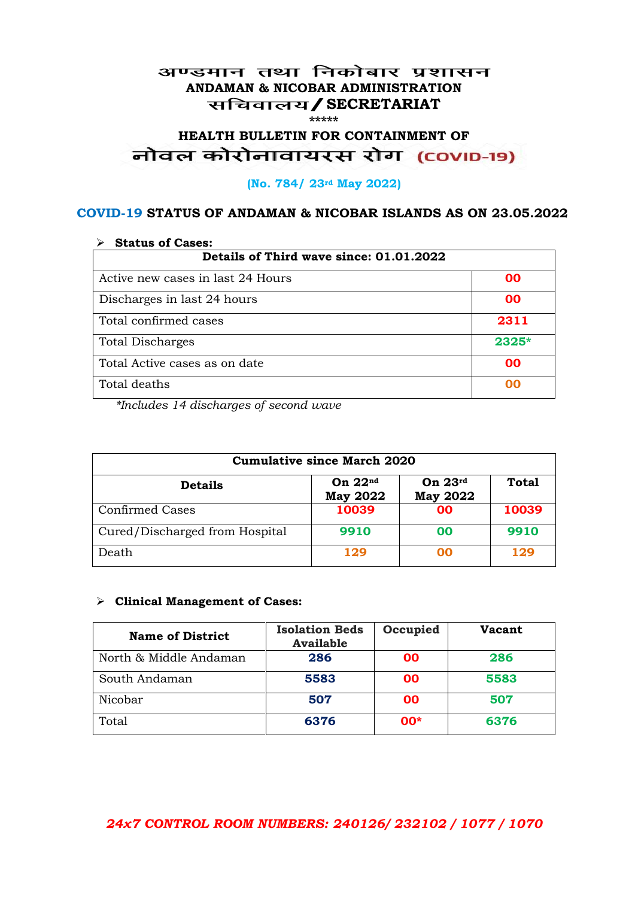# अण्डमान तथा निकोबार प्रशासन
# ANDAMAN & NICOBAR ADMINISTRATION
## सचिवालय / SECRETARIAT

*****

## HEALTH BULLETIN FOR CONTAINMENT OF
## नोवल कोरोनावायरस रोग (COVID-19)

**(No. 784/ 23rd May 2022)**

### COVID-19 STATUS OF ANDAMAN & NICOBAR ISLANDS AS ON 23.05.2022

➢ **Status of Cases:**

| Details of Third wave since: 01.01.2022 | |
|---|---|
| Active new cases in last 24 Hours | 00 |
| Discharges in last 24 hours | 00 |
| Total confirmed cases | 2311 |
| Total Discharges | 2325* |
| Total Active cases as on date | 00 |
| Total deaths | 00 |

*\*Includes 14 discharges of second wave*

| Cumulative since March 2020 | | | |
|---|---|---|---|
| **Details** | **On 22nd May 2022** | **On 23rd May 2022** | **Total** |
| Confirmed Cases | 10039 | 00 | 10039 |
| Cured/Discharged from Hospital | 9910 | 00 | 9910 |
| Death | 129 | 00 | 129 |

➢ **Clinical Management of Cases:**

| Name of District | Isolation Beds Available | Occupied | Vacant |
|---|---|---|---|
| North & Middle Andaman | 286 | 00 | 286 |
| South Andaman | 5583 | 00 | 5583 |
| Nicobar | 507 | 00 | 507 |
| Total | 6376 | 00* | 6376 |

***24x7 CONTROL ROOM NUMBERS: 240126/ 232102 / 1077 / 1070***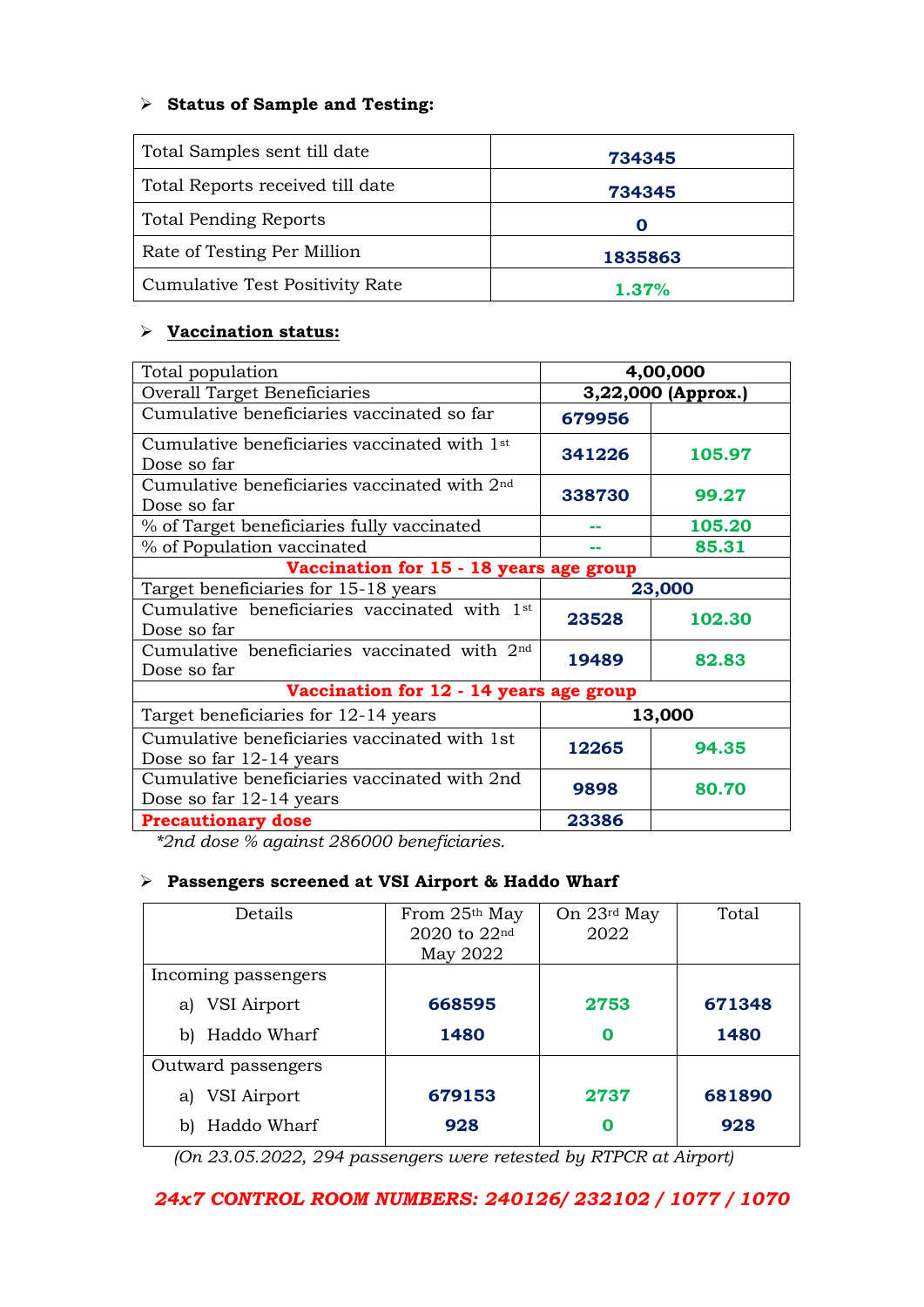- **Status of Sample and Testing:**

| | |
|---|---|
| Total Samples sent till date | 734345 |
| Total Reports received till date | 734345 |
| Total Pending Reports | 0 |
| Rate of Testing Per Million | 1835863 |
| Cumulative Test Positivity Rate | 1.37% |

- **Vaccination status:**

| | | |
|---|---|---|
| Total population | 4,00,000 | |
| Overall Target Beneficiaries | 3,22,000 (Approx.) | |
| Cumulative beneficiaries vaccinated so far | 679956 | |
| Cumulative beneficiaries vaccinated with 1st Dose so far | 341226 | 105.97 |
| Cumulative beneficiaries vaccinated with 2nd Dose so far | 338730 | 99.27 |
| % of Target beneficiaries fully vaccinated | -- | 105.20 |
| % of Population vaccinated | -- | 85.31 |
| **Vaccination for 15 - 18 years age group** | | |
| Target beneficiaries for 15-18 years | 23,000 | |
| Cumulative beneficiaries vaccinated with 1st Dose so far | 23528 | 102.30 |
| Cumulative beneficiaries vaccinated with 2nd Dose so far | 19489 | 82.83 |
| **Vaccination for 12 - 14 years age group** | | |
| Target beneficiaries for 12-14 years | 13,000 | |
| Cumulative beneficiaries vaccinated with 1st Dose so far 12-14 years | 12265 | 94.35 |
| Cumulative beneficiaries vaccinated with 2nd Dose so far 12-14 years | 9898 | 80.70 |
| **Precautionary dose** | 23386 | |

*\*2nd dose % against 286000 beneficiaries.*

- **Passengers screened at VSI Airport & Haddo Wharf**

| Details | From 25th May 2020 to 22nd May 2022 | On 23rd May 2022 | Total |
|---|---|---|---|
| Incoming passengers | | | |
| a) VSI Airport | 668595 | 2753 | 671348 |
| b) Haddo Wharf | 1480 | 0 | 1480 |
| Outward passengers | | | |
| a) VSI Airport | 679153 | 2737 | 681890 |
| b) Haddo Wharf | 928 | 0 | 928 |

*(On 23.05.2022, 294 passengers were retested by RTPCR at Airport)*

***24x7 CONTROL ROOM NUMBERS: 240126/ 232102 / 1077 / 1070***